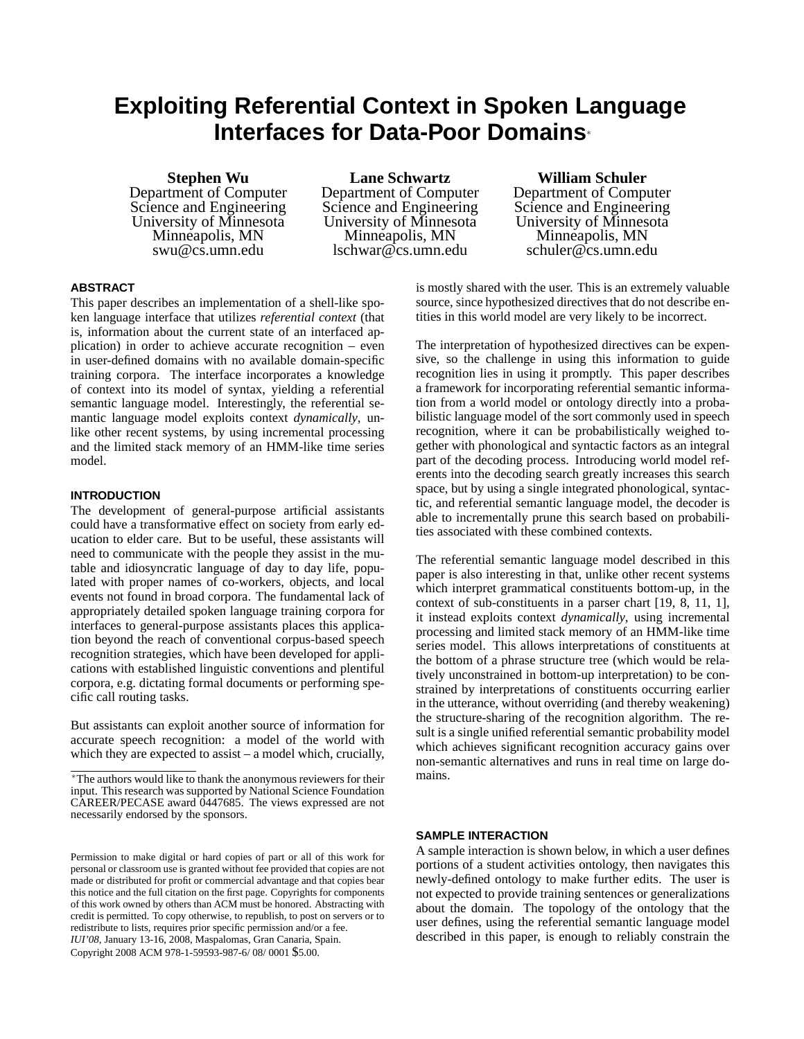# Exploiting Referential Context in Spoken Language Interfaces for Data-Poor Domains*

**Stephen Wu**
Department of Computer Science and Engineering
University of Minnesota
Minneapolis, MN
swu@cs.umn.edu

**Lane Schwartz**
Department of Computer Science and Engineering
University of Minnesota
Minneapolis, MN
lschwar@cs.umn.edu

**William Schuler**
Department of Computer Science and Engineering
University of Minnesota
Minneapolis, MN
schuler@cs.umn.edu

## ABSTRACT

This paper describes an implementation of a shell-like spoken language interface that utilizes *referential context* (that is, information about the current state of an interfaced application) in order to achieve accurate recognition – even in user-defined domains with no available domain-specific training corpora. The interface incorporates a knowledge of context into its model of syntax, yielding a referential semantic language model. Interestingly, the referential semantic language model exploits context *dynamically*, unlike other recent systems, by using incremental processing and the limited stack memory of an HMM-like time series model.

## INTRODUCTION

The development of general-purpose artificial assistants could have a transformative effect on society from early education to elder care. But to be useful, these assistants will need to communicate with the people they assist in the mutable and idiosyncratic language of day to day life, populated with proper names of co-workers, objects, and local events not found in broad corpora. The fundamental lack of appropriately detailed spoken language training corpora for interfaces to general-purpose assistants places this application beyond the reach of conventional corpus-based speech recognition strategies, which have been developed for applications with established linguistic conventions and plentiful corpora, e.g. dictating formal documents or performing specific call routing tasks.

But assistants can exploit another source of information for accurate speech recognition: a model of the world with which they are expected to assist – a model which, crucially, is mostly shared with the user. This is an extremely valuable source, since hypothesized directives that do not describe entities in this world model are very likely to be incorrect.

The interpretation of hypothesized directives can be expensive, so the challenge in using this information to guide recognition lies in using it promptly. This paper describes a framework for incorporating referential semantic information from a world model or ontology directly into a probabilistic language model of the sort commonly used in speech recognition, where it can be probabilistically weighed together with phonological and syntactic factors as an integral part of the decoding process. Introducing world model referents into the decoding search greatly increases this search space, but by using a single integrated phonological, syntactic, and referential semantic language model, the decoder is able to incrementally prune this search based on probabilities associated with these combined contexts.

The referential semantic language model described in this paper is also interesting in that, unlike other recent systems which interpret grammatical constituents bottom-up, in the context of sub-constituents in a parser chart [19, 8, 11, 1], it instead exploits context *dynamically*, using incremental processing and limited stack memory of an HMM-like time series model. This allows interpretations of constituents at the bottom of a phrase structure tree (which would be relatively unconstrained in bottom-up interpretation) to be constrained by interpretations of constituents occurring earlier in the utterance, without overriding (and thereby weakening) the structure-sharing of the recognition algorithm. The result is a single unified referential semantic probability model which achieves significant recognition accuracy gains over non-semantic alternatives and runs in real time on large domains.

## SAMPLE INTERACTION

A sample interaction is shown below, in which a user defines portions of a student activities ontology, then navigates this newly-defined ontology to make further edits. The user is not expected to provide training sentences or generalizations about the domain. The topology of the ontology that the user defines, using the referential semantic language model described in this paper, is enough to reliably constrain the

*The authors would like to thank the anonymous reviewers for their input. This research was supported by National Science Foundation CAREER/PECASE award 0447685. The views expressed are not necessarily endorsed by the sponsors.

Permission to make digital or hard copies of part or all of this work for personal or classroom use is granted without fee provided that copies are not made or distributed for profit or commercial advantage and that copies bear this notice and the full citation on the first page. Copyrights for components of this work owned by others than ACM must be honored. Abstracting with credit is permitted. To copy otherwise, to republish, to post on servers or to redistribute to lists, requires prior specific permission and/or a fee.
*IUI'08*, January 13-16, 2008, Maspalomas, Gran Canaria, Spain.
Copyright 2008 ACM 978-1-59593-987-6/ 08/ 0001 $5.00.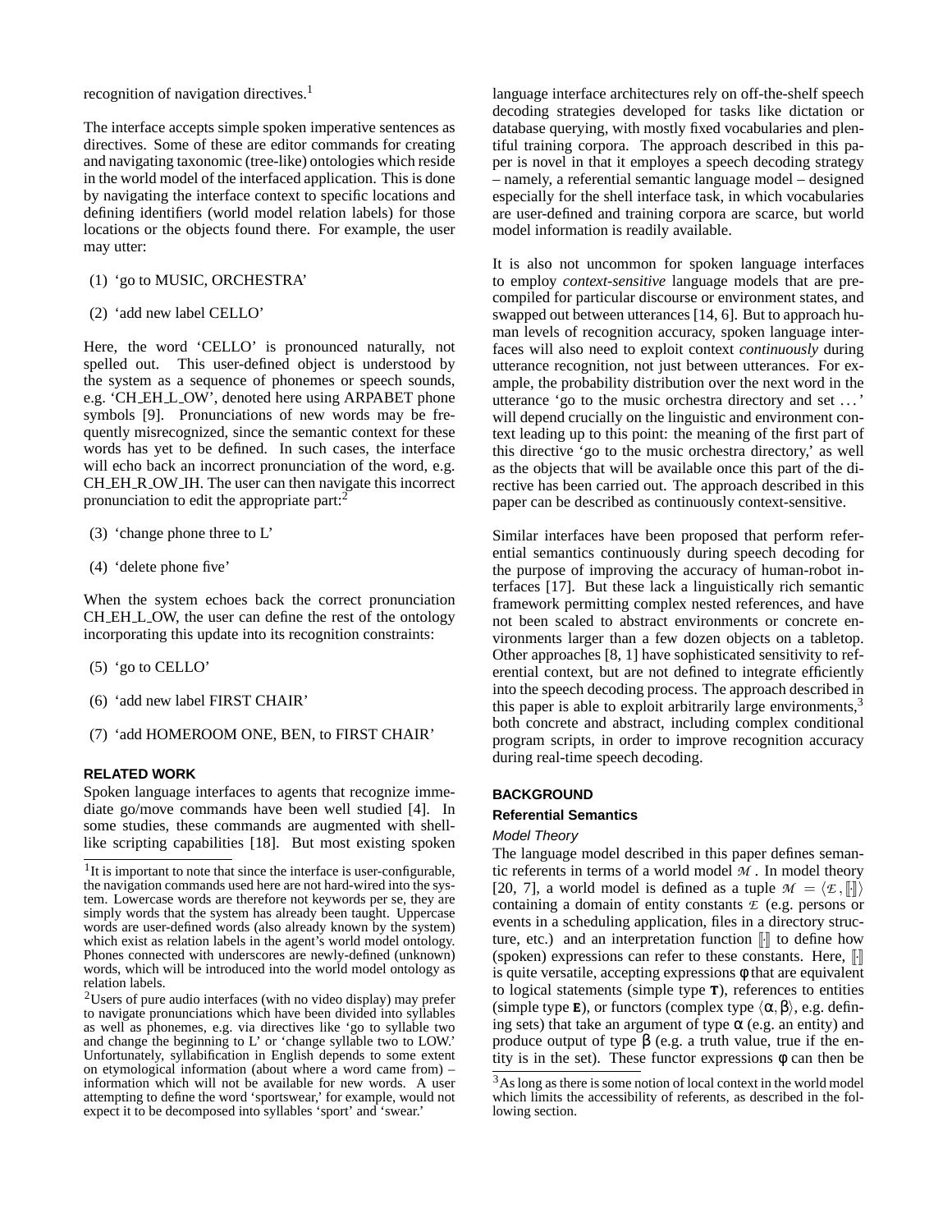recognition of navigation directives.[1]

The interface accepts simple spoken imperative sentences as directives. Some of these are editor commands for creating and navigating taxonomic (tree-like) ontologies which reside in the world model of the interfaced application. This is done by navigating the interface context to specific locations and defining identifiers (world model relation labels) for those locations or the objects found there. For example, the user may utter:

(1) 'go to MUSIC, ORCHESTRA'

(2) 'add new label CELLO'

Here, the word 'CELLO' is pronounced naturally, not spelled out. This user-defined object is understood by the system as a sequence of phonemes or speech sounds, e.g. 'CH_EH_L_OW', denoted here using ARPABET phone symbols [9]. Pronunciations of new words may be frequently misrecognized, since the semantic context for these words has yet to be defined. In such cases, the interface will echo back an incorrect pronunciation of the word, e.g. CH_EH_R_OW_IH. The user can then navigate this incorrect pronunciation to edit the appropriate part:[2]

(3) 'change phone three to L'

(4) 'delete phone five'

When the system echoes back the correct pronunciation CH_EH_L_OW, the user can define the rest of the ontology incorporating this update into its recognition constraints:

(5) 'go to CELLO'

(6) 'add new label FIRST CHAIR'

(7) 'add HOMEROOM ONE, BEN, to FIRST CHAIR'

## RELATED WORK

Spoken language interfaces to agents that recognize immediate go/move commands have been well studied [4]. In some studies, these commands are augmented with shell-like scripting capabilities [18]. But most existing spoken language interface architectures rely on off-the-shelf speech decoding strategies developed for tasks like dictation or database querying, with mostly fixed vocabularies and plentiful training corpora. The approach described in this paper is novel in that it employs a speech decoding strategy – namely, a referential semantic language model – designed especially for the shell interface task, in which vocabularies are user-defined and training corpora are scarce, but world model information is readily available.

It is also not uncommon for spoken language interfaces to employ *context-sensitive* language models that are precompiled for particular discourse or environment states, and swapped out between utterances [14, 6]. But to approach human levels of recognition accuracy, spoken language interfaces will also need to exploit context *continuously* during utterance recognition, not just between utterances. For example, the probability distribution over the next word in the utterance 'go to the music orchestra directory and set ...' will depend crucially on the linguistic and environment context leading up to this point: the meaning of the first part of this directive 'go to the music orchestra directory,' as well as the objects that will be available once this part of the directive has been carried out. The approach described in this paper can be described as continuously context-sensitive.

Similar interfaces have been proposed that perform referential semantics continuously during speech decoding for the purpose of improving the accuracy of human-robot interfaces [17]. But these lack a linguistically rich semantic framework permitting complex nested references, and have not been scaled to abstract environments or concrete environments larger than a few dozen objects on a tabletop. Other approaches [8, 1] have sophisticated sensitivity to referential context, but are not defined to integrate efficiently into the speech decoding process. The approach described in this paper is able to exploit arbitrarily large environments,[3] both concrete and abstract, including complex conditional program scripts, in order to improve recognition accuracy during real-time speech decoding.

## BACKGROUND

### Referential Semantics

#### *Model Theory*

The language model described in this paper defines semantic referents in terms of a world model $\mathcal{M}$. In model theory [20, 7], a world model is defined as a tuple $\mathcal{M} = \langle \mathcal{E}, [\![\cdot]\!] \rangle$ containing a domain of entity constants $\mathcal{E}$ (e.g. persons or events in a scheduling application, files in a directory structure, etc.) and an interpretation function $[\![\cdot]\!]$ to define how (spoken) expressions can refer to these constants. Here, $[\![\cdot]\!]$ is quite versatile, accepting expressions $\phi$ that are equivalent to logical statements (simple type $\mathbf{T}$), references to entities (simple type $\mathbf{E}$), or functors (complex type $\langle \alpha, \beta \rangle$, e.g. defining sets) that take an argument of type $\alpha$ (e.g. an entity) and produce output of type $\beta$ (e.g. a truth value, true if the entity is in the set). These functor expressions $\phi$ can then be

---

[1] It is important to note that since the interface is user-configurable, the navigation commands used here are not hard-wired into the system. Lowercase words are therefore not keywords per se, they are simply words that the system has already been taught. Uppercase words are user-defined words (also already known by the system) which exist as relation labels in the agent's world model ontology. Phones connected with underscores are newly-defined (unknown) words, which will be introduced into the world model ontology as relation labels.

[2] Users of pure audio interfaces (with no video display) may prefer to navigate pronunciations which have been divided into syllables as well as phonemes, e.g. via directives like 'go to syllable two and change the beginning to L' or 'change syllable two to LOW.' Unfortunately, syllabification in English depends to some extent on etymological information (about where a word came from) – information which will not be available for new words. A user attempting to define the word 'sportswear,' for example, would not expect it to be decomposed into syllables 'sport' and 'swear.'

[3] As long as there is some notion of local context in the world model which limits the accessibility of referents, as described in the following section.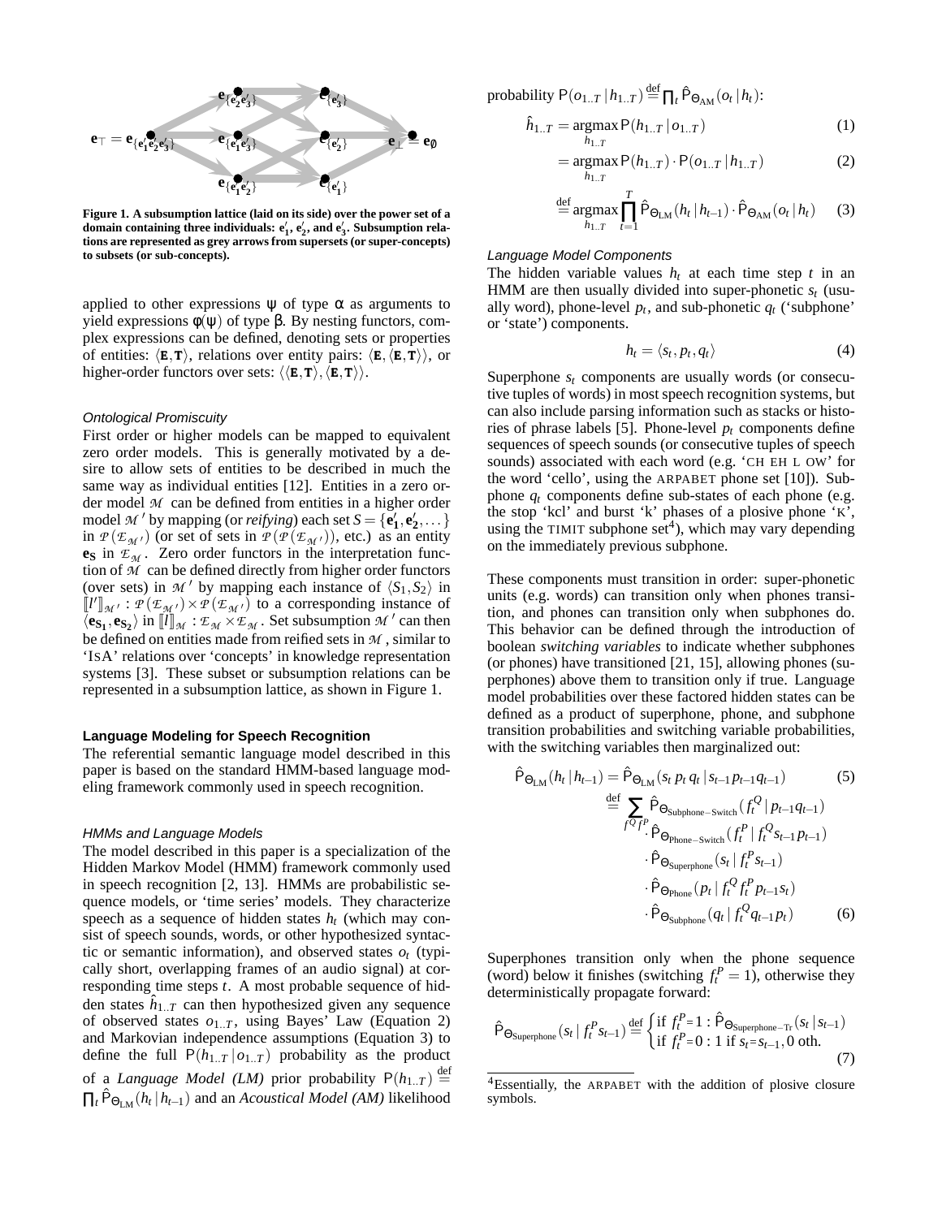Figure 1. A subsumption lattice (laid on its side) over the power set of a domain containing three individuals: $\mathbf{e}'_1$, $\mathbf{e}'_2$, and $\mathbf{e}'_3$. Subsumption relations are represented as grey arrows from supersets (or super-concepts) to subsets (or sub-concepts).

applied to other expressions ψ of type α as arguments to yield expressions φ(ψ) of type β. By nesting functors, complex expressions can be defined, denoting sets or properties of entities: $\langle \mathtt{E}, \mathtt{T} \rangle$, relations over entity pairs: $\langle \mathtt{E}, \langle \mathtt{E}, \mathtt{T} \rangle \rangle$, or higher-order functors over sets: $\langle \langle \mathtt{E}, \mathtt{T} \rangle, \langle \mathtt{E}, \mathtt{T} \rangle \rangle$.

### *Ontological Promiscuity*

First order or higher models can be mapped to equivalent zero order models. This is generally motivated by a desire to allow sets of entities to be described in much the same way as individual entities [12]. Entities in a zero order model $\mathcal{M}$ can be defined from entities in a higher order model $\mathcal{M}'$ by mapping (or *reifying*) each set $S = \{\mathbf{e}'_1, \mathbf{e}'_2, \dots\}$ in $\mathcal{P}(\mathcal{E}_{\mathcal{M}'})$ (or set of sets in $\mathcal{P}(\mathcal{P}(\mathcal{E}_{\mathcal{M}'}))$, etc.) as an entity $\mathbf{e}_S$ in $\mathcal{E}_{\mathcal{M}}$. Zero order functors in the interpretation function of $\mathcal{M}$ can be defined directly from higher order functors (over sets) in $\mathcal{M}'$ by mapping each instance of $\langle S_1, S_2 \rangle$ in $[\![l']\!]_{\mathcal{M}'} : \mathcal{P}(\mathcal{E}_{\mathcal{M}'}) \times \mathcal{P}(\mathcal{E}_{\mathcal{M}'})$ to a corresponding instance of $\langle \mathbf{e}_{S_1}, \mathbf{e}_{S_2} \rangle$ in $[\![l]\!]_{\mathcal{M}} : \mathcal{E}_{\mathcal{M}} \times \mathcal{E}_{\mathcal{M}}$. Set subsumption $\mathcal{M}'$ can then be defined on entities made from reified sets in $\mathcal{M}$, similar to 'ISA' relations over 'concepts' in knowledge representation systems [3]. These subset or subsumption relations can be represented in a subsumption lattice, as shown in Figure 1.

## Language Modeling for Speech Recognition

The referential semantic language model described in this paper is based on the standard HMM-based language modeling framework commonly used in speech recognition.

### *HMMs and Language Models*

The model described in this paper is a specialization of the Hidden Markov Model (HMM) framework commonly used in speech recognition [2, 13]. HMMs are probabilistic sequence models, or 'time series' models. They characterize speech as a sequence of hidden states $h_t$ (which may consist of speech sounds, words, or other hypothesized syntactic or semantic information), and observed states $o_t$ (typically short, overlapping frames of an audio signal) at corresponding time steps $t$. A most probable sequence of hidden states $\hat{h}_{1..T}$ can then hypothesized given any sequence of observed states $o_{1..T}$, using Bayes' Law (Equation 2) and Markovian independence assumptions (Equation 3) to define the full $\mathsf{P}(h_{1..T} \,|\, o_{1..T})$ probability as the product of a *Language Model (LM)* prior probability $\mathsf{P}(h_{1..T}) \stackrel{\text{def}}{=} \prod_t \hat{\mathsf{P}}_{\Theta_{\text{LM}}}(h_t \,|\, h_{t-1})$ and an *Acoustical Model (AM)* likelihood probability $\mathsf{P}(o_{1..T} \,|\, h_{1..T}) \stackrel{\text{def}}{=} \prod_t \hat{\mathsf{P}}_{\Theta_{\text{AM}}}(o_t \,|\, h_t)$:

$$\hat{h}_{1..T} = \underset{h_{1..T}}{\text{argmax}}\, \mathsf{P}(h_{1..T} \,|\, o_{1..T}) \tag{1}$$

$$= \underset{h_{1..T}}{\text{argmax}}\, \mathsf{P}(h_{1..T}) \cdot \mathsf{P}(o_{1..T} \,|\, h_{1..T}) \tag{2}$$

$$\stackrel{\text{def}}{=} \underset{h_{1..T}}{\text{argmax}} \prod_{t=1}^{T} \hat{\mathsf{P}}_{\Theta_{\text{LM}}}(h_t \,|\, h_{t-1}) \cdot \hat{\mathsf{P}}_{\Theta_{\text{AM}}}(o_t \,|\, h_t) \tag{3}$$

### *Language Model Components*

The hidden variable values $h_t$ at each time step $t$ in an HMM are then usually divided into super-phonetic $s_t$ (usually word), phone-level $p_t$, and sub-phonetic $q_t$ ('subphone' or 'state') components.

$$h_t = \langle s_t, p_t, q_t \rangle \tag{4}$$

Superphone $s_t$ components are usually words (or consecutive tuples of words) in most speech recognition systems, but can also include parsing information such as stacks or histories of phrase labels [5]. Phone-level $p_t$ components define sequences of speech sounds (or consecutive tuples of speech sounds) associated with each word (e.g. 'CH EH L OW' for the word 'cello', using the ARPABET phone set [10]). Subphone $q_t$ components define sub-states of each phone (e.g. the stop 'kcl' and burst 'k' phases of a plosive phone 'K', using the TIMIT subphone set[4]), which may vary depending on the immediately previous subphone.

These components must transition in order: super-phonetic units (e.g. words) can transition only when phones transition, and phones can transition only when subphones do. This behavior can be defined through the introduction of boolean *switching variables* to indicate whether subphones (or phones) have transitioned [21, 15], allowing phones (superphones) above them to transition only if true. Language model probabilities over these factored hidden states can be defined as a product of superphone, phone, and subphone transition probabilities and switching variable probabilities, with the switching variables then marginalized out:

$$\hat{\mathsf{P}}_{\Theta_{\text{LM}}}(h_t \,|\, h_{t-1}) = \hat{\mathsf{P}}_{\Theta_{\text{LM}}}(s_t\, p_t\, q_t \,|\, s_{t-1} p_{t-1} q_{t-1}) \tag{5}$$

$$\begin{aligned} \stackrel{\text{def}}{=} \sum_{f^Q_t f^P_t} & \hat{\mathsf{P}}_{\Theta_{\text{Subphone-Switch}}}(f^Q_t \,|\, p_{t-1} q_{t-1}) \\ & \cdot \hat{\mathsf{P}}_{\Theta_{\text{Phone-Switch}}}(f^P_t \,|\, f^Q_t s_{t-1} p_{t-1}) \\ & \cdot \hat{\mathsf{P}}_{\Theta_{\text{Superphone}}}(s_t \,|\, f^P_t s_{t-1}) \\ & \cdot \hat{\mathsf{P}}_{\Theta_{\text{Phone}}}(p_t \,|\, f^Q_t f^P_t p_{t-1} s_t) \\ & \cdot \hat{\mathsf{P}}_{\Theta_{\text{Subphone}}}(q_t \,|\, f^Q_t q_{t-1} p_t) \end{aligned} \tag{6}$$

Superphones transition only when the phone sequence (word) below it finishes (switching $f^P_t = 1$), otherwise they deterministically propagate forward:

$$\hat{\mathsf{P}}_{\Theta_{\text{Superphone}}}(s_t \,|\, f^P_t s_{t-1}) \stackrel{\text{def}}{=} \begin{cases} \text{if } f^P_t{=}1 : \hat{\mathsf{P}}_{\Theta_{\text{Superphone-Tr}}}(s_t \,|\, s_{t-1}) \\ \text{if } f^P_t{=}0 : 1 \text{ if } s_t{=}s_{t-1}, 0 \text{ oth.} \end{cases} \tag{7}$$

[4]Essentially, the ARPABET with the addition of plosive closure symbols.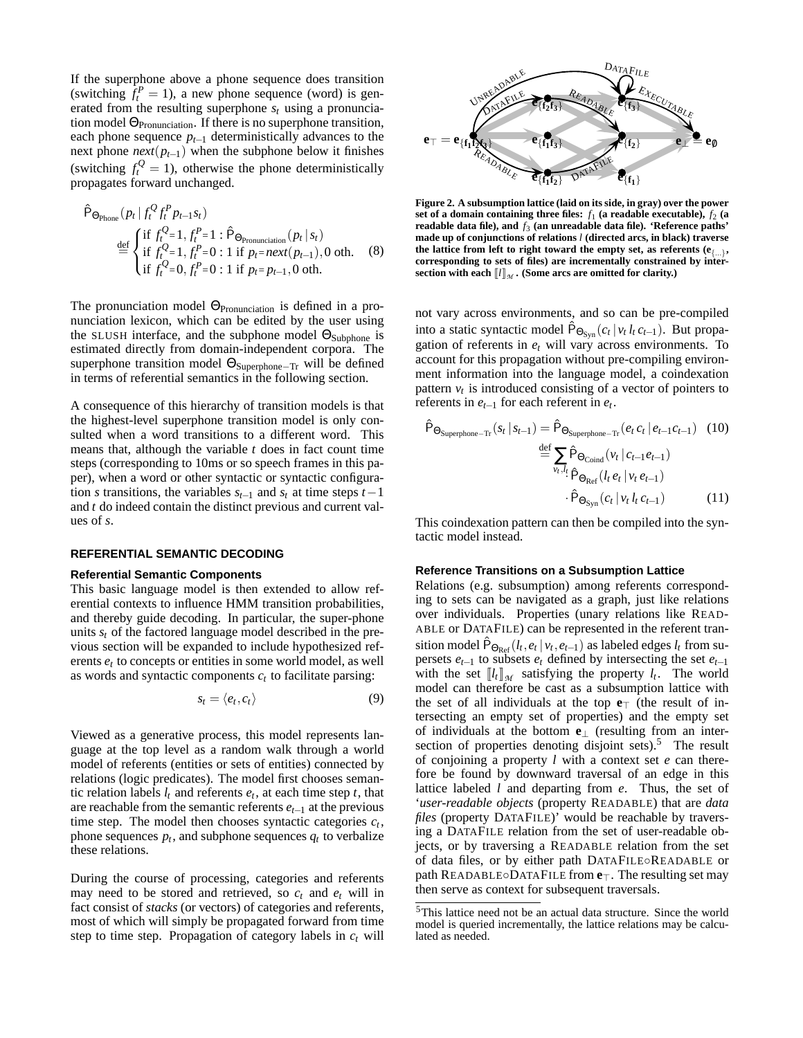If the superphone above a phone sequence does transition (switching $f_t^P = 1$), a new phone sequence (word) is generated from the resulting superphone $s_t$ using a pronunciation model $\Theta_{\text{Pronunciation}}$. If there is no superphone transition, each phone sequence $p_{t-1}$ deterministically advances to the next phone $next(p_{t-1})$ when the subphone below it finishes (switching $f_t^Q = 1$), otherwise the phone deterministically propagates forward unchanged.

$$\hat{\mathsf{P}}_{\Theta_{\text{Phone}}}(p_t \mid f_t^Q f_t^P p_{t-1} s_t) \stackrel{\text{def}}{=} \begin{cases} \text{if } f_t^Q{=}1, f_t^P{=}1 : \hat{\mathsf{P}}_{\Theta_{\text{Pronunciation}}}(p_t \mid s_t) \\ \text{if } f_t^Q{=}1, f_t^P{=}0 : 1 \text{ if } p_t{=}next(p_{t-1}), 0 \text{ oth.} \\ \text{if } f_t^Q{=}0, f_t^P{=}0 : 1 \text{ if } p_t{=}p_{t-1}, 0 \text{ oth.} \end{cases} \quad (8)$$

The pronunciation model $\Theta_{\text{Pronunciation}}$ is defined in a pronunciation lexicon, which can be edited by the user using the SLUSH interface, and the subphone model $\Theta_{\text{Subphone}}$ is estimated directly from domain-independent corpora. The superphone transition model $\Theta_{\text{Superphone-Tr}}$ will be defined in terms of referential semantics in the following section.

A consequence of this hierarchy of transition models is that the highest-level superphone transition model is only consulted when a word transitions to a different word. This means that, although the variable $t$ does in fact count time steps (corresponding to 10ms or so speech frames in this paper), when a word or other syntactic or syntactic configuration $s$ transitions, the variables $s_{t-1}$ and $s_t$ at time steps $t-1$ and $t$ do indeed contain the distinct previous and current values of $s$.

## REFERENTIAL SEMANTIC DECODING

### Referential Semantic Components

This basic language model is then extended to allow referential contexts to influence HMM transition probabilities, and thereby guide decoding. In particular, the super-phone units $s_t$ of the factored language model described in the previous section will be expanded to include hypothesized referents $e_t$ to concepts or entities in some world model, as well as words and syntactic components $c_t$ to facilitate parsing:

$$s_t = \langle e_t, c_t \rangle \quad (9)$$

Viewed as a generative process, this model represents language at the top level as a random walk through a world model of referents (entities or sets of entities) connected by relations (logic predicates). The model first chooses semantic relation labels $l_t$ and referents $e_t$, at each time step $t$, that are reachable from the semantic referents $e_{t-1}$ at the previous time step. The model then chooses syntactic categories $c_t$, phone sequences $p_t$, and subphone sequences $q_t$ to verbalize these relations.

During the course of processing, categories and referents may need to be stored and retrieved, so $c_t$ and $e_t$ will in fact consist of *stacks* (or vectors) of categories and referents, most of which will simply be propagated forward from time step to time step. Propagation of category labels in $c_t$ will not vary across environments, and so can be pre-compiled into a static syntactic model $\hat{\mathsf{P}}_{\Theta_{\text{Syn}}}(c_t \mid v_t\, l_t\, c_{t-1})$. But propagation of referents in $e_t$ will vary across environments. To account for this propagation without pre-compiling environment information into the language model, a coindexation pattern $v_t$ is introduced consisting of a vector of pointers to referents in $e_{t-1}$ for each referent in $e_t$.

$$\hat{\mathsf{P}}_{\Theta_{\text{Superphone-Tr}}}(s_t \mid s_{t-1}) = \hat{\mathsf{P}}_{\Theta_{\text{Superphone-Tr}}}(e_t\, c_t \mid e_{t-1} c_{t-1}) \quad (10)$$

$$\stackrel{\text{def}}{=} \sum_{v_t, l_t} \hat{\mathsf{P}}_{\Theta_{\text{Coind}}}(v_t \mid c_{t-1} e_{t-1}) \cdot \hat{\mathsf{P}}_{\Theta_{\text{Ref}}}(l_t\, e_t \mid v_t\, e_{t-1}) \cdot \hat{\mathsf{P}}_{\Theta_{\text{Syn}}}(c_t \mid v_t\, l_t\, c_{t-1}) \quad (11)$$

This coindexation pattern can then be compiled into the syntactic model instead.

**Figure 2. A subsumption lattice (laid on its side, in gray) over the power set of a domain containing three files: $f_1$ (a readable executable), $f_2$ (a readable data file), and $f_3$ (an unreadable data file). 'Reference paths' made up of conjunctions of relations $l$ (directed arcs, in black) traverse the lattice from left to right toward the empty set, as referents ($\mathbf{e}_{\{\ldots\}}$, corresponding to sets of files) are incrementally constrained by intersection with each $[\![l]\!]_{\mathcal{M}}$. (Some arcs are omitted for clarity.)**

### Reference Transitions on a Subsumption Lattice

Relations (e.g. subsumption) among referents corresponding to sets can be navigated as a graph, just like relations over individuals. Properties (unary relations like READABLE or DATAFILE) can be represented in the referent transition model $\hat{\mathsf{P}}_{\Theta_{\text{Ref}}}(l_t, e_t \mid v_t, e_{t-1})$ as labeled edges $l_t$ from supersets $e_{t-1}$ to subsets $e_t$ defined by intersecting the set $e_{t-1}$ with the set $[\![l_t]\!]_{\mathcal{M}}$ satisfying the property $l_t$. The world model can therefore be cast as a subsumption lattice with the set of all individuals at the top $\mathbf{e}_\top$ (the result of intersecting an empty set of properties) and the empty set of individuals at the bottom $\mathbf{e}_\bot$ (resulting from an intersection of properties denoting disjoint sets).[5] The result of conjoining a property $l$ with a context set $e$ can therefore be found by downward traversal of an edge in this lattice labeled $l$ and departing from $e$. Thus, the set of '*user-readable objects* (property READABLE) that are *data files* (property DATAFILE)' would be reachable by traversing a DATAFILE relation from the set of user-readable objects, or by traversing a READABLE relation from the set of data files, or by either path DATAFILE∘READABLE or path READABLE∘DATAFILE from $\mathbf{e}_\top$. The resulting set may then serve as context for subsequent traversals.

[5]This lattice need not be an actual data structure. Since the world model is queried incrementally, the lattice relations may be calculated as needed.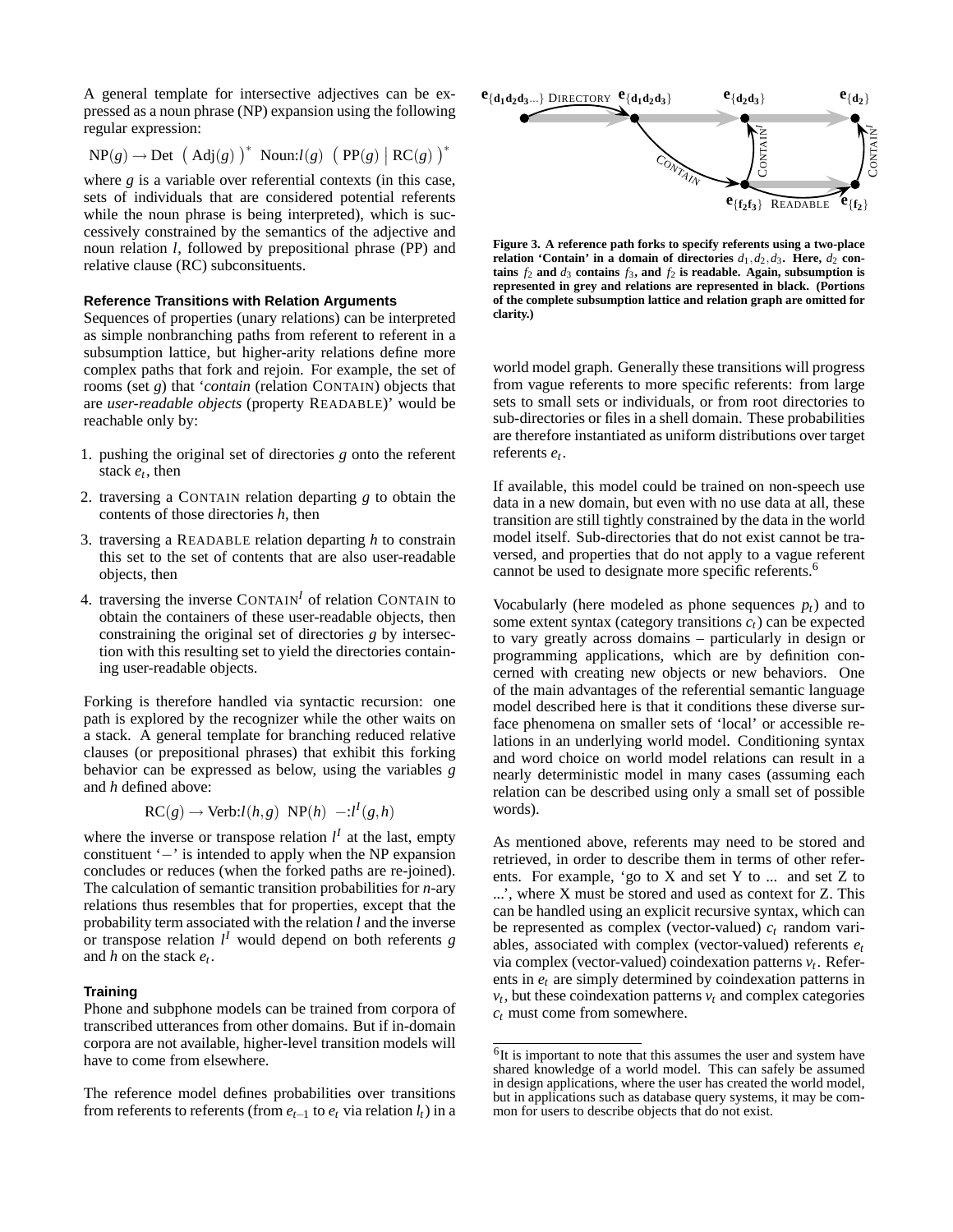A general template for intersective adjectives can be expressed as a noun phrase (NP) expansion using the following regular expression:

$$\text{NP}(g) \rightarrow \text{Det} \ \left( \text{Adj}(g) \right)^* \ \text{Noun:}l(g) \ \left( \text{PP}(g) \mid \text{RC}(g) \right)^*$$

where $g$ is a variable over referential contexts (in this case, sets of individuals that are considered potential referents while the noun phrase is being interpreted), which is successively constrained by the semantics of the adjective and noun relation $l$, followed by prepositional phrase (PP) and relative clause (RC) subconsituents.

### Reference Transitions with Relation Arguments

Sequences of properties (unary relations) can be interpreted as simple nonbranching paths from referent to referent in a subsumption lattice, but higher-arity relations define more complex paths that fork and rejoin. For example, the set of rooms (set $g$) that '*contain* (relation CONTAIN) objects that are *user-readable objects* (property READABLE)' would be reachable only by:

1. pushing the original set of directories $g$ onto the referent stack $e_t$, then
2. traversing a CONTAIN relation departing $g$ to obtain the contents of those directories $h$, then
3. traversing a READABLE relation departing $h$ to constrain this set to the set of contents that are also user-readable objects, then
4. traversing the inverse CONTAIN$^I$ of relation CONTAIN to obtain the containers of these user-readable objects, then constraining the original set of directories $g$ by intersection with this resulting set to yield the directories containing user-readable objects.

Forking is therefore handled via syntactic recursion: one path is explored by the recognizer while the other waits on a stack. A general template for branching reduced relative clauses (or prepositional phrases) that exhibit this forking behavior can be expressed as below, using the variables $g$ and $h$ defined above:

$$\text{RC}(g) \rightarrow \text{Verb:}l(h,g) \ \ \text{NP}(h) \ \ -\text{:}l^I(g,h)$$

where the inverse or transpose relation $l^I$ at the last, empty constituent '$-$' is intended to apply when the NP expansion concludes or reduces (when the forked paths are re-joined). The calculation of semantic transition probabilities for $n$-ary relations thus resembles that for properties, except that the probability term associated with the relation $l$ and the inverse or transpose relation $l^I$ would depend on both referents $g$ and $h$ on the stack $e_t$.

### Training

Phone and subphone models can be trained from corpora of transcribed utterances from other domains. But if in-domain corpora are not available, higher-level transition models will have to come from elsewhere.

The reference model defines probabilities over transitions from referents to referents (from $e_{t-1}$ to $e_t$ via relation $l_t$) in a world model graph. Generally these transitions will progress from vague referents to more specific referents: from large sets to small sets or individuals, or from root directories to sub-directories or files in a shell domain. These probabilities are therefore instantiated as uniform distributions over target referents $e_t$.

**Figure 3. A reference path forks to specify referents using a two-place relation 'Contain' in a domain of directories $d_1, d_2, d_3$. Here, $d_2$ contains $f_2$ and $d_3$ contains $f_3$, and $f_2$ is readable. Again, subsumption is represented in grey and relations are represented in black. (Portions of the complete subsumption lattice and relation graph are omitted for clarity.)**

If available, this model could be trained on non-speech use data in a new domain, but even with no use data at all, these transition are still tightly constrained by the data in the world model itself. Sub-directories that do not exist cannot be traversed, and properties that do not apply to a vague referent cannot be used to designate more specific referents.[6]

Vocabularly (here modeled as phone sequences $p_t$) and to some extent syntax (category transitions $c_t$) can be expected to vary greatly across domains – particularly in design or programming applications, which are by definition concerned with creating new objects or new behaviors. One of the main advantages of the referential semantic language model described here is that it conditions these diverse surface phenomena on smaller sets of 'local' or accessible relations in an underlying world model. Conditioning syntax and word choice on world model relations can result in a nearly deterministic model in many cases (assuming each relation can be described using only a small set of possible words).

As mentioned above, referents may need to be stored and retrieved, in order to describe them in terms of other referents. For example, 'go to X and set Y to ... and set Z to ...', where X must be stored and used as context for Z. This can be handled using an explicit recursive syntax, which can be represented as complex (vector-valued) $c_t$ random variables, associated with complex (vector-valued) referents $e_t$ via complex (vector-valued) coindexation patterns $v_t$. Referents in $e_t$ are simply determined by coindexation patterns in $v_t$, but these coindexation patterns $v_t$ and complex categories $c_t$ must come from somewhere.

[6] It is important to note that this assumes the user and system have shared knowledge of a world model. This can safely be assumed in design applications, where the user has created the world model, but in applications such as database query systems, it may be common for users to describe objects that do not exist.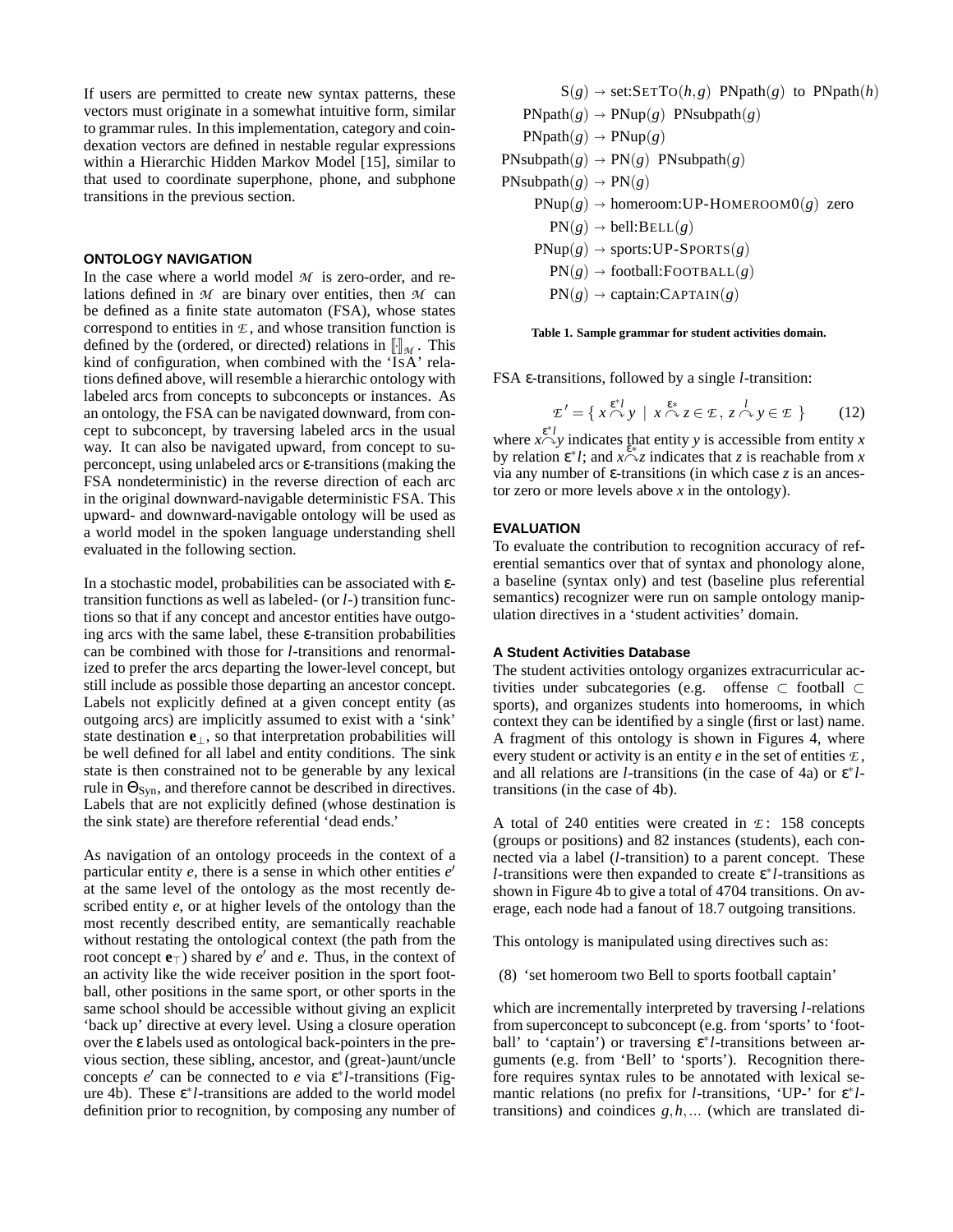If users are permitted to create new syntax patterns, these vectors must originate in a somewhat intuitive form, similar to grammar rules. In this implementation, category and coindexation vectors are defined in nestable regular expressions within a Hierarchic Hidden Markov Model [15], similar to that used to coordinate superphone, phone, and subphone transitions in the previous section.

### ONTOLOGY NAVIGATION

In the case where a world model $\mathcal{M}$ is zero-order, and relations defined in $\mathcal{M}$ are binary over entities, then $\mathcal{M}$ can be defined as a finite state automaton (FSA), whose states correspond to entities in $\mathcal{E}$, and whose transition function is defined by the (ordered, or directed) relations in $[\![\cdot]\!]_{\mathcal{M}}$. This kind of configuration, when combined with the 'ISA' relations defined above, will resemble a hierarchic ontology with labeled arcs from concepts to subconcepts or instances. As an ontology, the FSA can be navigated downward, from concept to subconcept, by traversing labeled arcs in the usual way. It can also be navigated upward, from concept to superconcept, using unlabeled arcs or ε-transitions (making the FSA nondeterministic) in the reverse direction of each arc in the original downward-navigable deterministic FSA. This upward- and downward-navigable ontology will be used as a world model in the spoken language understanding shell evaluated in the following section.

In a stochastic model, probabilities can be associated with ε-transition functions as well as labeled- (or $l$-) transition functions so that if any concept and ancestor entities have outgoing arcs with the same label, these ε-transition probabilities can be combined with those for $l$-transitions and renormalized to prefer the arcs departing the lower-level concept, but still include as possible those departing an ancestor concept. Labels not explicitly defined at a given concept entity (as outgoing arcs) are implicitly assumed to exist with a 'sink' state destination $\mathbf{e}_\perp$, so that interpretation probabilities will be well defined for all label and entity conditions. The sink state is then constrained not to be generable by any lexical rule in $\Theta_{\text{Syn}}$, and therefore cannot be described in directives. Labels that are not explicitly defined (whose destination is the sink state) are therefore referential 'dead ends.'

As navigation of an ontology proceeds in the context of a particular entity $e$, there is a sense in which other entities $e'$ at the same level of the ontology as the most recently described entity $e$, or at higher levels of the ontology than the most recently described entity, are semantically reachable without restating the ontological context (the path from the root concept $\mathbf{e}_\top$) shared by $e'$ and $e$. Thus, in the context of an activity like the wide receiver position in the sport football, other positions in the same sport, or other sports in the same school should be accessible without giving an explicit 'back up' directive at every level. Using a closure operation over the ε labels used as ontological back-pointers in the previous section, these sibling, ancestor, and (great-)aunt/uncle concepts $e'$ can be connected to $e$ via $\varepsilon^*l$-transitions (Figure 4b). These $\varepsilon^*l$-transitions are added to the world model definition prior to recognition, by composing any number of

$$
\begin{aligned}
\text{S}(g) &\rightarrow \text{set:S}\text{ET}\text{T}\text{O}(h,g)\ \ \text{PNpath}(g)\ \ \text{to}\ \ \text{PNpath}(h)\\
\text{PNpath}(g) &\rightarrow \text{PNup}(g)\ \ \text{PNsubpath}(g)\\
\text{PNpath}(g) &\rightarrow \text{PNup}(g)\\
\text{PNsubpath}(g) &\rightarrow \text{PN}(g)\ \ \text{PNsubpath}(g)\\
\text{PNsubpath}(g) &\rightarrow \text{PN}(g)\\
\text{PNup}(g) &\rightarrow \text{homeroom:UP-HOMEROOM0}(g)\ \ \text{zero}\\
\text{PN}(g) &\rightarrow \text{bell:BELL}(g)\\
\text{PNup}(g) &\rightarrow \text{sports:UP-SPORTS}(g)\\
\text{PN}(g) &\rightarrow \text{football:FOOTBALL}(g)\\
\text{PN}(g) &\rightarrow \text{captain:CAPTAIN}(g)
\end{aligned}
$$

**Table 1. Sample grammar for student activities domain.**

FSA ε-transitions, followed by a single $l$-transition:

$$\mathcal{E}' = \{\ x \overset{\varepsilon^*l}{\frown} y \ \mid\ x \overset{\varepsilon*}{\frown} z \in \mathcal{E}\ ,\ z \overset{l}{\frown} y \in \mathcal{E}\ \} \qquad (12)$$

where $x \overset{\varepsilon^*l}{\frown} y$ indicates that entity $y$ is accessible from entity $x$ by relation $\varepsilon^*l$; and $x \overset{\varepsilon*}{\frown} z$ indicates that $z$ is reachable from $x$ via any number of ε-transitions (in which case $z$ is an ancestor zero or more levels above $x$ in the ontology).

### EVALUATION

To evaluate the contribution to recognition accuracy of referential semantics over that of syntax and phonology alone, a baseline (syntax only) and test (baseline plus referential semantics) recognizer were run on sample ontology manipulation directives in a 'student activities' domain.

#### A Student Activities Database

The student activities ontology organizes extracurricular activities under subcategories (e.g. offense ⊂ football ⊂ sports), and organizes students into homerooms, in which context they can be identified by a single (first or last) name. A fragment of this ontology is shown in Figures 4, where every student or activity is an entity $e$ in the set of entities $\mathcal{E}$, and all relations are $l$-transitions (in the case of 4a) or $\varepsilon^*l$-transitions (in the case of 4b).

A total of 240 entities were created in $\mathcal{E}$: 158 concepts (groups or positions) and 82 instances (students), each connected via a label ($l$-transition) to a parent concept. These $l$-transitions were then expanded to create $\varepsilon^*l$-transitions as shown in Figure 4b to give a total of 4704 transitions. On average, each node had a fanout of 18.7 outgoing transitions.

This ontology is manipulated using directives such as:

(8) 'set homeroom two Bell to sports football captain'

which are incrementally interpreted by traversing $l$-relations from superconcept to subconcept (e.g. from 'sports' to 'football' to 'captain') or traversing $\varepsilon^*l$-transitions between arguments (e.g. from 'Bell' to 'sports'). Recognition therefore requires syntax rules to be annotated with lexical semantic relations (no prefix for $l$-transitions, 'UP-' for $\varepsilon^*l$-transitions) and coindices $g, h, \ldots$ (which are translated di-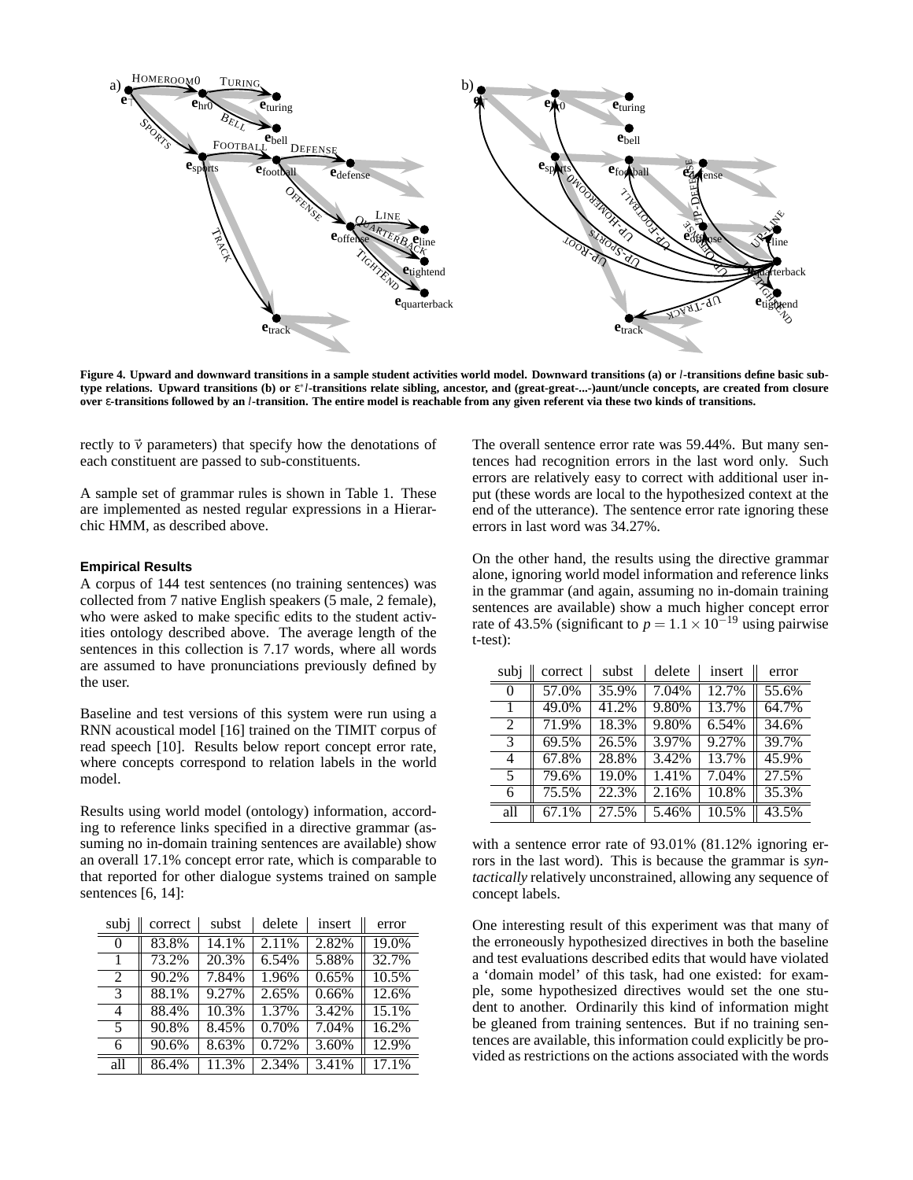**Figure 4. Upward and downward transitions in a sample student activities world model. Downward transitions (a) or $l$-transitions define basic subtype relations. Upward transitions (b) or $\varepsilon^* l$-transitions relate sibling, ancestor, and (great-great-...-)aunt/uncle concepts, are created from closure over $\varepsilon$-transitions followed by an $l$-transition. The entire model is reachable from any given referent via these two kinds of transitions.**

rectly to $\vec{v}$ parameters) that specify how the denotations of each constituent are passed to sub-constituents.

A sample set of grammar rules is shown in Table 1. These are implemented as nested regular expressions in a Hierarchic HMM, as described above.

### Empirical Results

A corpus of 144 test sentences (no training sentences) was collected from 7 native English speakers (5 male, 2 female), who were asked to make specific edits to the student activities ontology described above. The average length of the sentences in this collection is 7.17 words, where all words are assumed to have pronunciations previously defined by the user.

Baseline and test versions of this system were run using a RNN acoustical model [16] trained on the TIMIT corpus of read speech [10]. Results below report concept error rate, where concepts correspond to relation labels in the world model.

Results using world model (ontology) information, according to reference links specified in a directive grammar (assuming no in-domain training sentences are available) show an overall 17.1% concept error rate, which is comparable to that reported for other dialogue systems trained on sample sentences [6, 14]:

| subj | correct | subst | delete | insert | error |
|---|---|---|---|---|---|
| 0 | 83.8% | 14.1% | 2.11% | 2.82% | 19.0% |
| 1 | 73.2% | 20.3% | 6.54% | 5.88% | 32.7% |
| 2 | 90.2% | 7.84% | 1.96% | 0.65% | 10.5% |
| 3 | 88.1% | 9.27% | 2.65% | 0.66% | 12.6% |
| 4 | 88.4% | 10.3% | 1.37% | 3.42% | 15.1% |
| 5 | 90.8% | 8.45% | 0.70% | 7.04% | 16.2% |
| 6 | 90.6% | 8.63% | 0.72% | 3.60% | 12.9% |
| all | 86.4% | 11.3% | 2.34% | 3.41% | 17.1% |

The overall sentence error rate was 59.44%. But many sentences had recognition errors in the last word only. Such errors are relatively easy to correct with additional user input (these words are local to the hypothesized context at the end of the utterance). The sentence error rate ignoring these errors in last word was 34.27%.

On the other hand, the results using the directive grammar alone, ignoring world model information and reference links in the grammar (and again, assuming no in-domain training sentences are available) show a much higher concept error rate of 43.5% (significant to $p = 1.1 \times 10^{-19}$ using pairwise t-test):

| subj | correct | subst | delete | insert | error |
|---|---|---|---|---|---|
| 0 | 57.0% | 35.9% | 7.04% | 12.7% | 55.6% |
| 1 | 49.0% | 41.2% | 9.80% | 13.7% | 64.7% |
| 2 | 71.9% | 18.3% | 9.80% | 6.54% | 34.6% |
| 3 | 69.5% | 26.5% | 3.97% | 9.27% | 39.7% |
| 4 | 67.8% | 28.8% | 3.42% | 13.7% | 45.9% |
| 5 | 79.6% | 19.0% | 1.41% | 7.04% | 27.5% |
| 6 | 75.5% | 22.3% | 2.16% | 10.8% | 35.3% |
| all | 67.1% | 27.5% | 5.46% | 10.5% | 43.5% |

with a sentence error rate of 93.01% (81.12% ignoring errors in the last word). This is because the grammar is *syntactically* relatively unconstrained, allowing any sequence of concept labels.

One interesting result of this experiment was that many of the erroneously hypothesized directives in both the baseline and test evaluations described edits that would have violated a 'domain model' of this task, had one existed: for example, some hypothesized directives would set the one student to another. Ordinarily this kind of information might be gleaned from training sentences. But if no training sentences are available, this information could explicitly be provided as restrictions on the actions associated with the words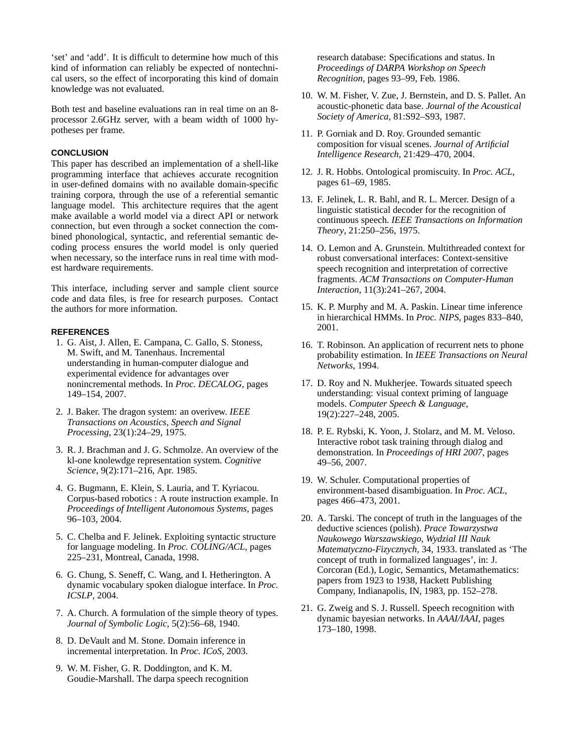'set' and 'add'. It is difficult to determine how much of this kind of information can reliably be expected of nontechnical users, so the effect of incorporating this kind of domain knowledge was not evaluated.

Both test and baseline evaluations ran in real time on an 8-processor 2.6GHz server, with a beam width of 1000 hypotheses per frame.

## CONCLUSION

This paper has described an implementation of a shell-like programming interface that achieves accurate recognition in user-defined domains with no available domain-specific training corpora, through the use of a referential semantic language model. This architecture requires that the agent make available a world model via a direct API or network connection, but even through a socket connection the combined phonological, syntactic, and referential semantic decoding process ensures the world model is only queried when necessary, so the interface runs in real time with modest hardware requirements.

This interface, including server and sample client source code and data files, is free for research purposes. Contact the authors for more information.

## REFERENCES

1. G. Aist, J. Allen, E. Campana, C. Gallo, S. Stoness, M. Swift, and M. Tanenhaus. Incremental understanding in human-computer dialogue and experimental evidence for advantages over nonincremental methods. In *Proc. DECALOG*, pages 149–154, 2007.

2. J. Baker. The dragon system: an overivew. *IEEE Transactions on Acoustics, Speech and Signal Processing*, 23(1):24–29, 1975.

3. R. J. Brachman and J. G. Schmolze. An overview of the kl-one knolewdge representation system. *Cognitive Science*, 9(2):171–216, Apr. 1985.

4. G. Bugmann, E. Klein, S. Lauria, and T. Kyriacou. Corpus-based robotics : A route instruction example. In *Proceedings of Intelligent Autonomous Systems*, pages 96–103, 2004.

5. C. Chelba and F. Jelinek. Exploiting syntactic structure for language modeling. In *Proc. COLING/ACL*, pages 225–231, Montreal, Canada, 1998.

6. G. Chung, S. Seneff, C. Wang, and I. Hetherington. A dynamic vocabulary spoken dialogue interface. In *Proc. ICSLP*, 2004.

7. A. Church. A formulation of the simple theory of types. *Journal of Symbolic Logic*, 5(2):56–68, 1940.

8. D. DeVault and M. Stone. Domain inference in incremental interpretation. In *Proc. ICoS*, 2003.

9. W. M. Fisher, G. R. Doddington, and K. M. Goudie-Marshall. The darpa speech recognition research database: Specifications and status. In *Proceedings of DARPA Workshop on Speech Recognition*, pages 93–99, Feb. 1986.

10. W. M. Fisher, V. Zue, J. Bernstein, and D. S. Pallet. An acoustic-phonetic data base. *Journal of the Acoustical Society of America*, 81:S92–S93, 1987.

11. P. Gorniak and D. Roy. Grounded semantic composition for visual scenes. *Journal of Artificial Intelligence Research*, 21:429–470, 2004.

12. J. R. Hobbs. Ontological promiscuity. In *Proc. ACL*, pages 61–69, 1985.

13. F. Jelinek, L. R. Bahl, and R. L. Mercer. Design of a linguistic statistical decoder for the recognition of continuous speech. *IEEE Transactions on Information Theory*, 21:250–256, 1975.

14. O. Lemon and A. Grunstein. Multithreaded context for robust conversational interfaces: Context-sensitive speech recognition and interpretation of corrective fragments. *ACM Transactions on Computer-Human Interaction*, 11(3):241–267, 2004.

15. K. P. Murphy and M. A. Paskin. Linear time inference in hierarchical HMMs. In *Proc. NIPS*, pages 833–840, 2001.

16. T. Robinson. An application of recurrent nets to phone probability estimation. In *IEEE Transactions on Neural Networks*, 1994.

17. D. Roy and N. Mukherjee. Towards situated speech understanding: visual context priming of language models. *Computer Speech & Language*, 19(2):227–248, 2005.

18. P. E. Rybski, K. Yoon, J. Stolarz, and M. M. Veloso. Interactive robot task training through dialog and demonstration. In *Proceedings of HRI 2007*, pages 49–56, 2007.

19. W. Schuler. Computational properties of environment-based disambiguation. In *Proc. ACL*, pages 466–473, 2001.

20. A. Tarski. The concept of truth in the languages of the deductive sciences (polish). *Prace Towarzystwa Naukowego Warszawskiego, Wydzial III Nauk Matematyczno-Fizyczny­ch*, 34, 1933. translated as 'The concept of truth in formalized languages', in: J. Corcoran (Ed.), Logic, Semantics, Metamathematics: papers from 1923 to 1938, Hackett Publishing Company, Indianapolis, IN, 1983, pp. 152–278.

21. G. Zweig and S. J. Russell. Speech recognition with dynamic bayesian networks. In *AAAI/IAAI*, pages 173–180, 1998.